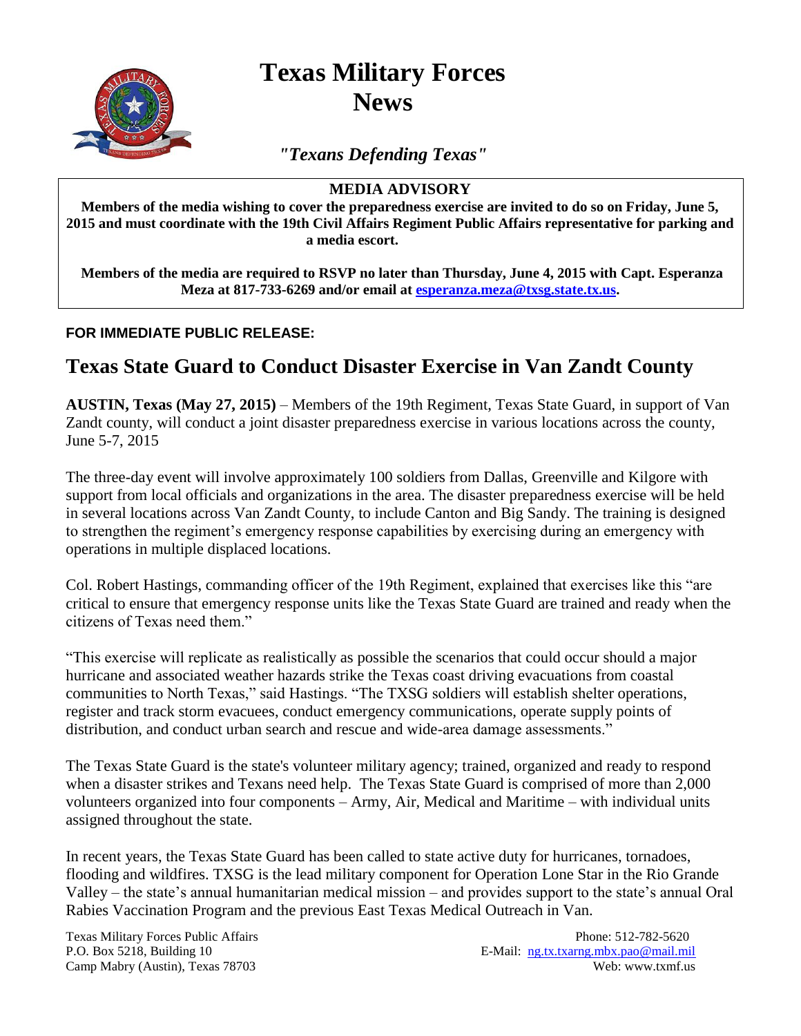# Texas Military Forces News

*"Texans Defending Texas"*

**MEDIA ADVISORY**

**Members of the media wishing to cover the preparedness exercise are invited to do so on Friday, June 5, 2015 and must coordinate with the 19th Civil Affairs Regiment Public Affairs representative for parking and a media escort.**

**Members of the media are required to RSVP no later than Thursday, June 4, 2015 with Capt. Esperanza Meza at 817-733-6269 and/or email at esperanza.meza@txsg.state.tx.us.**

**FOR IMMEDIATE PUBLIC RELEASE:**

## Texas State Guard to Conduct Disaster Exercise in Van Zandt County

**AUSTIN, Texas (May 27, 2015)** – Members of the 19th Regiment, Texas State Guard, in support of Van Zandt county, will conduct a joint disaster preparedness exercise in various locations across the county, June 5-7, 2015

The three-day event will involve approximately 100 soldiers from Dallas, Greenville and Kilgore with support from local officials and organizations in the area. The disaster preparedness exercise will be held in several locations across Van Zandt County, to include Canton and Big Sandy. The training is designed to strengthen the regiment's emergency response capabilities by exercising during an emergency with operations in multiple displaced locations.

Col. Robert Hastings, commanding officer of the 19th Regiment, explained that exercises like this "are critical to ensure that emergency response units like the Texas State Guard are trained and ready when the citizens of Texas need them."

"This exercise will replicate as realistically as possible the scenarios that could occur should a major hurricane and associated weather hazards strike the Texas coast driving evacuations from coastal communities to North Texas," said Hastings. "The TXSG soldiers will establish shelter operations, register and track storm evacuees, conduct emergency communications, operate supply points of distribution, and conduct urban search and rescue and wide-area damage assessments."

The Texas State Guard is the state's volunteer military agency; trained, organized and ready to respond when a disaster strikes and Texans need help. The Texas State Guard is comprised of more than 2,000 volunteers organized into four components – Army, Air, Medical and Maritime – with individual units assigned throughout the state.

In recent years, the Texas State Guard has been called to state active duty for hurricanes, tornadoes, flooding and wildfires. TXSG is the lead military component for Operation Lone Star in the Rio Grande Valley – the state's annual humanitarian medical mission – and provides support to the state's annual Oral Rabies Vaccination Program and the previous East Texas Medical Outreach in Van.

Texas Military Forces Public Affairs
P.O. Box 5218, Building 10
Camp Mabry (Austin), Texas 78703

Phone: 512-782-5620
E-Mail: ng.tx.txarng.mbx.pao@mail.mil
Web: www.txmf.us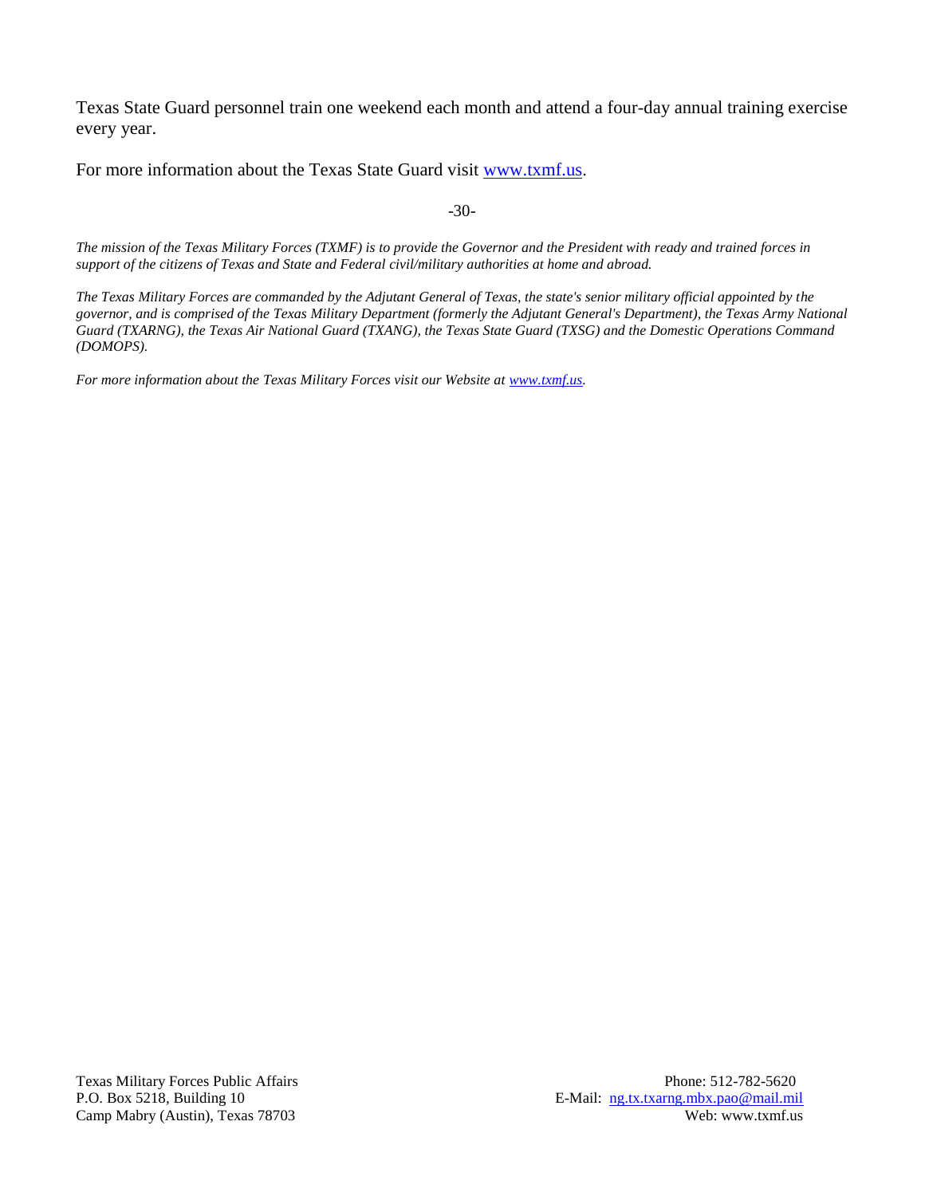Texas State Guard personnel train one weekend each month and attend a four-day annual training exercise every year.

For more information about the Texas State Guard visit [www.txmf.us](http://www.txmf.us).

-30-

*The mission of the Texas Military Forces (TXMF) is to provide the Governor and the President with ready and trained forces in support of the citizens of Texas and State and Federal civil/military authorities at home and abroad.*

*The Texas Military Forces are commanded by the Adjutant General of Texas, the state's senior military official appointed by the governor, and is comprised of the Texas Military Department (formerly the Adjutant General's Department), the Texas Army National Guard (TXARNG), the Texas Air National Guard (TXANG), the Texas State Guard (TXSG) and the Domestic Operations Command (DOMOPS).*

*For more information about the Texas Military Forces visit our Website at [www.txmf.us](http://www.txmf.us).*

Texas Military Forces Public Affairs
P.O. Box 5218, Building 10
Camp Mabry (Austin), Texas 78703

Phone: 512-782-5620
E-Mail: [ng.tx.txarng.mbx.pao@mail.mil](mailto:ng.tx.txarng.mbx.pao@mail.mil)
Web: www.txmf.us